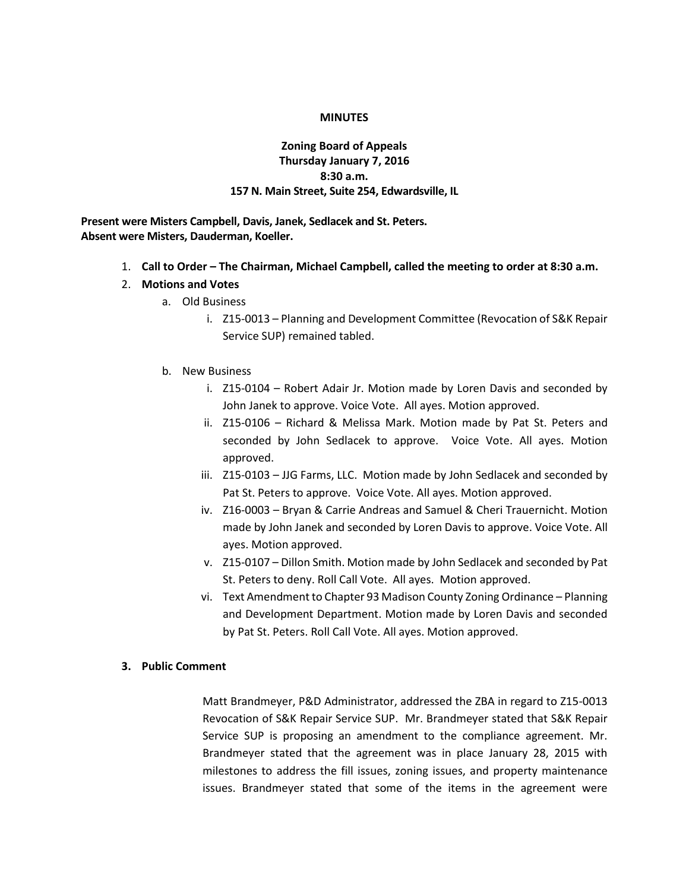**MINUTES**

**Zoning Board of Appeals**
**Thursday January 7, 2016**
**8:30 a.m.**
**157 N. Main Street, Suite 254, Edwardsville, IL**

**Present were Misters Campbell, Davis, Janek, Sedlacek and St. Peters.**
**Absent were Misters, Dauderman, Koeller.**

1. **Call to Order – The Chairman, Michael Campbell, called the meeting to order at 8:30 a.m.**
2. **Motions and Votes**
   a. Old Business
      i. Z15-0013 – Planning and Development Committee (Revocation of S&K Repair Service SUP) remained tabled.

   b. New Business
      i. Z15-0104 – Robert Adair Jr. Motion made by Loren Davis and seconded by John Janek to approve. Voice Vote. All ayes. Motion approved.
      ii. Z15-0106 – Richard & Melissa Mark. Motion made by Pat St. Peters and seconded by John Sedlacek to approve. Voice Vote. All ayes. Motion approved.
      iii. Z15-0103 – JJG Farms, LLC. Motion made by John Sedlacek and seconded by Pat St. Peters to approve. Voice Vote. All ayes. Motion approved.
      iv. Z16-0003 – Bryan & Carrie Andreas and Samuel & Cheri Trauernicht. Motion made by John Janek and seconded by Loren Davis to approve. Voice Vote. All ayes. Motion approved.
      v. Z15-0107 – Dillon Smith. Motion made by John Sedlacek and seconded by Pat St. Peters to deny. Roll Call Vote. All ayes. Motion approved.
      vi. Text Amendment to Chapter 93 Madison County Zoning Ordinance – Planning and Development Department. Motion made by Loren Davis and seconded by Pat St. Peters. Roll Call Vote. All ayes. Motion approved.

3. **Public Comment**

Matt Brandmeyer, P&D Administrator, addressed the ZBA in regard to Z15-0013 Revocation of S&K Repair Service SUP. Mr. Brandmeyer stated that S&K Repair Service SUP is proposing an amendment to the compliance agreement. Mr. Brandmeyer stated that the agreement was in place January 28, 2015 with milestones to address the fill issues, zoning issues, and property maintenance issues. Brandmeyer stated that some of the items in the agreement were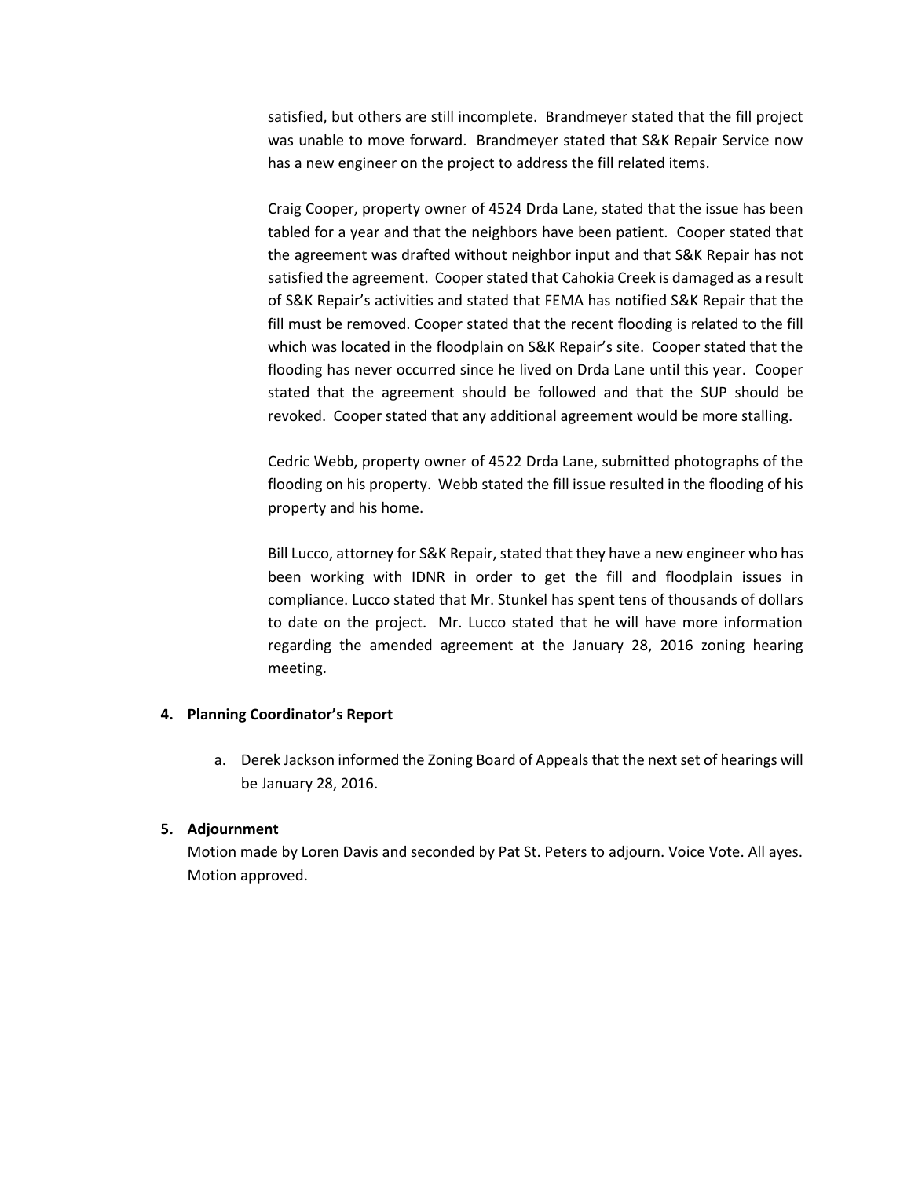satisfied, but others are still incomplete. Brandmeyer stated that the fill project was unable to move forward. Brandmeyer stated that S&K Repair Service now has a new engineer on the project to address the fill related items.

Craig Cooper, property owner of 4524 Drda Lane, stated that the issue has been tabled for a year and that the neighbors have been patient. Cooper stated that the agreement was drafted without neighbor input and that S&K Repair has not satisfied the agreement. Cooper stated that Cahokia Creek is damaged as a result of S&K Repair's activities and stated that FEMA has notified S&K Repair that the fill must be removed. Cooper stated that the recent flooding is related to the fill which was located in the floodplain on S&K Repair's site. Cooper stated that the flooding has never occurred since he lived on Drda Lane until this year. Cooper stated that the agreement should be followed and that the SUP should be revoked. Cooper stated that any additional agreement would be more stalling.

Cedric Webb, property owner of 4522 Drda Lane, submitted photographs of the flooding on his property. Webb stated the fill issue resulted in the flooding of his property and his home.

Bill Lucco, attorney for S&K Repair, stated that they have a new engineer who has been working with IDNR in order to get the fill and floodplain issues in compliance. Lucco stated that Mr. Stunkel has spent tens of thousands of dollars to date on the project. Mr. Lucco stated that he will have more information regarding the amended agreement at the January 28, 2016 zoning hearing meeting.

**4. Planning Coordinator's Report**

a. Derek Jackson informed the Zoning Board of Appeals that the next set of hearings will be January 28, 2016.

**5. Adjournment**

Motion made by Loren Davis and seconded by Pat St. Peters to adjourn. Voice Vote. All ayes. Motion approved.